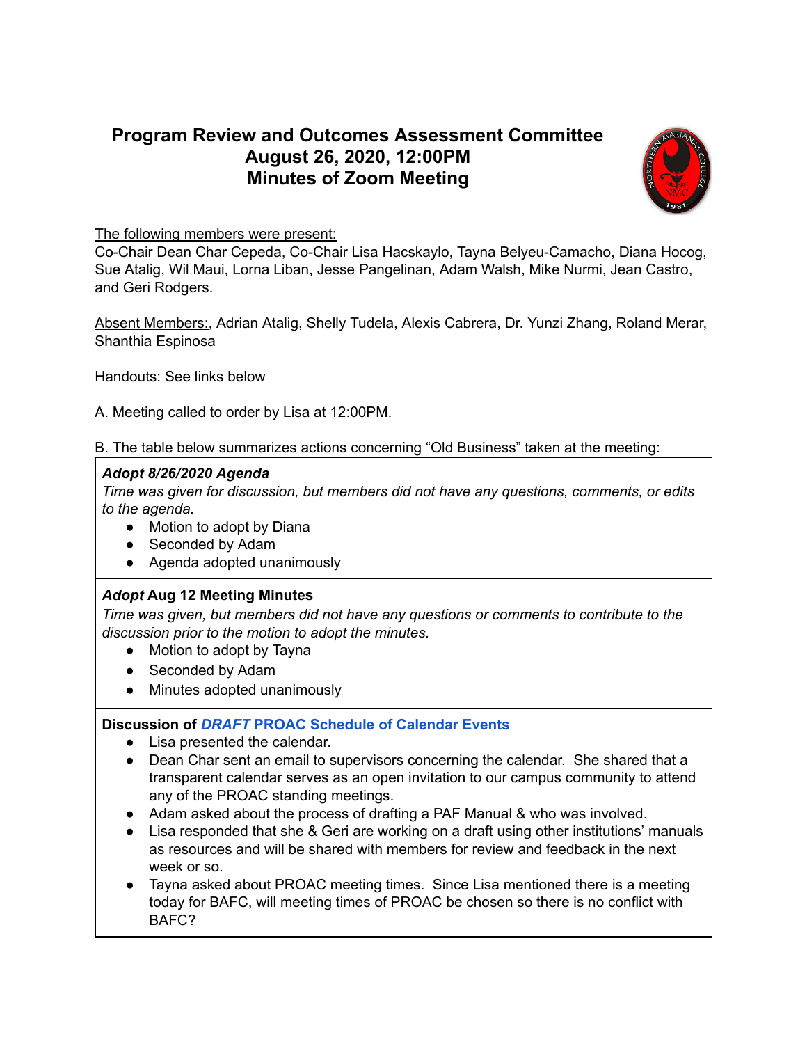# Program Review and Outcomes Assessment Committee
## August 26, 2020, 12:00PM
## Minutes of Zoom Meeting

The following members were present:
Co-Chair Dean Char Cepeda, Co-Chair Lisa Hacskaylo, Tayna Belyeu-Camacho, Diana Hocog, Sue Atalig, Wil Maui, Lorna Liban, Jesse Pangelinan, Adam Walsh, Mike Nurmi, Jean Castro, and Geri Rodgers.

Absent Members:, Adrian Atalig, Shelly Tudela, Alexis Cabrera, Dr. Yunzi Zhang, Roland Merar, Shanthia Espinosa

Handouts: See links below

A. Meeting called to order by Lisa at 12:00PM.

B. The table below summarizes actions concerning "Old Business" taken at the meeting:

**_Adopt 8/26/2020 Agenda_**

*Time was given for discussion, but members did not have any questions, comments, or edits to the agenda.*

- Motion to adopt by Diana
- Seconded by Adam
- Agenda adopted unanimously

***Adopt* Aug 12 Meeting Minutes**

*Time was given, but members did not have any questions or comments to contribute to the discussion prior to the motion to adopt the minutes.*

- Motion to adopt by Tayna
- Seconded by Adam
- Minutes adopted unanimously

**Discussion of *DRAFT* PROAC Schedule of Calendar Events**

- Lisa presented the calendar.
- Dean Char sent an email to supervisors concerning the calendar. She shared that a transparent calendar serves as an open invitation to our campus community to attend any of the PROAC standing meetings.
- Adam asked about the process of drafting a PAF Manual & who was involved.
- Lisa responded that she & Geri are working on a draft using other institutions' manuals as resources and will be shared with members for review and feedback in the next week or so.
- Tayna asked about PROAC meeting times. Since Lisa mentioned there is a meeting today for BAFC, will meeting times of PROAC be chosen so there is no conflict with BAFC?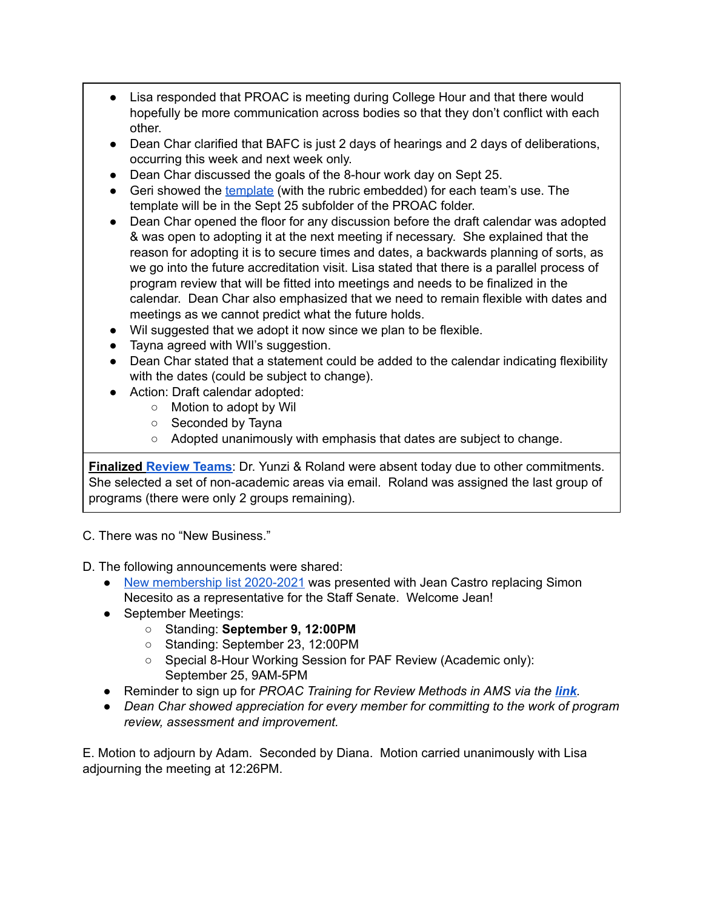- Lisa responded that PROAC is meeting during College Hour and that there would hopefully be more communication across bodies so that they don't conflict with each other.
- Dean Char clarified that BAFC is just 2 days of hearings and 2 days of deliberations, occurring this week and next week only.
- Dean Char discussed the goals of the 8-hour work day on Sept 25.
- Geri showed the template (with the rubric embedded) for each team's use. The template will be in the Sept 25 subfolder of the PROAC folder.
- Dean Char opened the floor for any discussion before the draft calendar was adopted & was open to adopting it at the next meeting if necessary. She explained that the reason for adopting it is to secure times and dates, a backwards planning of sorts, as we go into the future accreditation visit. Lisa stated that there is a parallel process of program review that will be fitted into meetings and needs to be finalized in the calendar. Dean Char also emphasized that we need to remain flexible with dates and meetings as we cannot predict what the future holds.
- Wil suggested that we adopt it now since we plan to be flexible.
- Tayna agreed with WIl's suggestion.
- Dean Char stated that a statement could be added to the calendar indicating flexibility with the dates (could be subject to change).
- Action: Draft calendar adopted:
  - Motion to adopt by Wil
  - Seconded by Tayna
  - Adopted unanimously with emphasis that dates are subject to change.

**Finalized Review Teams**: Dr. Yunzi & Roland were absent today due to other commitments. She selected a set of non-academic areas via email. Roland was assigned the last group of programs (there were only 2 groups remaining).

C. There was no "New Business."

D. The following announcements were shared:

- New membership list 2020-2021 was presented with Jean Castro replacing Simon Necesito as a representative for the Staff Senate. Welcome Jean!
- September Meetings:
  - Standing: **September 9, 12:00PM**
  - Standing: September 23, 12:00PM
  - Special 8-Hour Working Session for PAF Review (Academic only): September 25, 9AM-5PM
- Reminder to sign up for *PROAC Training for Review Methods in AMS via the **link**.*
- *Dean Char showed appreciation for every member for committing to the work of program review, assessment and improvement.*

E. Motion to adjourn by Adam. Seconded by Diana. Motion carried unanimously with Lisa adjourning the meeting at 12:26PM.